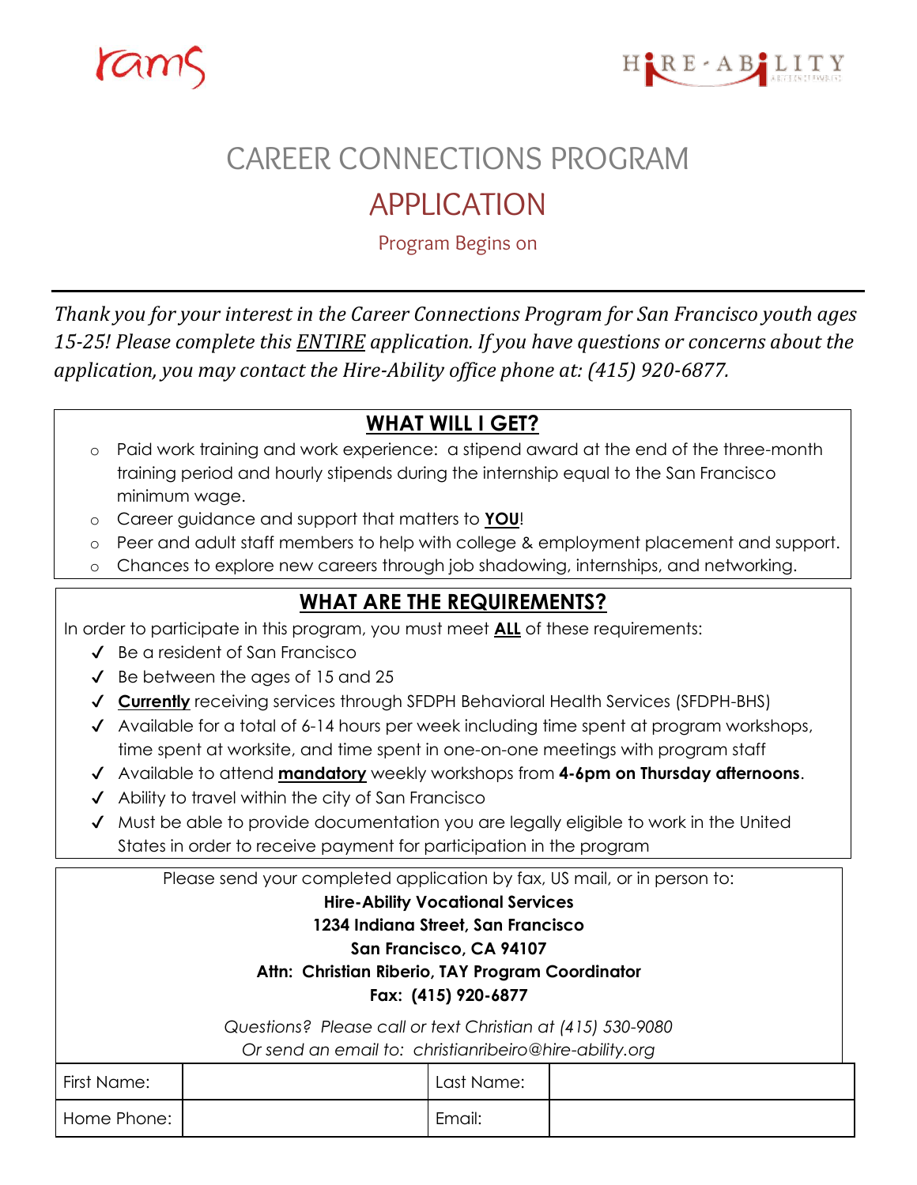rams

HIRE-ABILITY

# CAREER CONNECTIONS PROGRAM

## APPLICATION

Program Begins on

---

*Thank you for your interest in the Career Connections Program for San Francisco youth ages 15-25! Please complete this ENTIRE application. If you have questions or concerns about the application, you may contact the Hire-Ability office phone at: (415) 920-6877.*

### WHAT WILL I GET?

- Paid work training and work experience: a stipend award at the end of the three-month training period and hourly stipends during the internship equal to the San Francisco minimum wage.
- Career guidance and support that matters to **YOU**!
- Peer and adult staff members to help with college & employment placement and support.
- Chances to explore new careers through job shadowing, internships, and networking.

### WHAT ARE THE REQUIREMENTS?

In order to participate in this program, you must meet **ALL** of these requirements:

- ✓ Be a resident of San Francisco
- ✓ Be between the ages of 15 and 25
- ✓ **Currently** receiving services through SFDPH Behavioral Health Services (SFDPH-BHS)
- ✓ Available for a total of 6-14 hours per week including time spent at program workshops, time spent at worksite, and time spent in one-on-one meetings with program staff
- ✓ Available to attend **mandatory** weekly workshops from **4-6pm on Thursday afternoons**.
- ✓ Ability to travel within the city of San Francisco
- ✓ Must be able to provide documentation you are legally eligible to work in the United States in order to receive payment for participation in the program

Please send your completed application by fax, US mail, or in person to:

**Hire-Ability Vocational Services**
**1234 Indiana Street, San Francisco**
**San Francisco, CA 94107**
**Attn: Christian Riberio, TAY Program Coordinator**
**Fax: (415) 920-6877**

*Questions? Please call or text Christian at (415) 530-9080*
*Or send an email to: christianribeiro@hire-ability.org*

| First Name: | | Last Name: | |
|---|---|---|---|
| Home Phone: | | Email: | |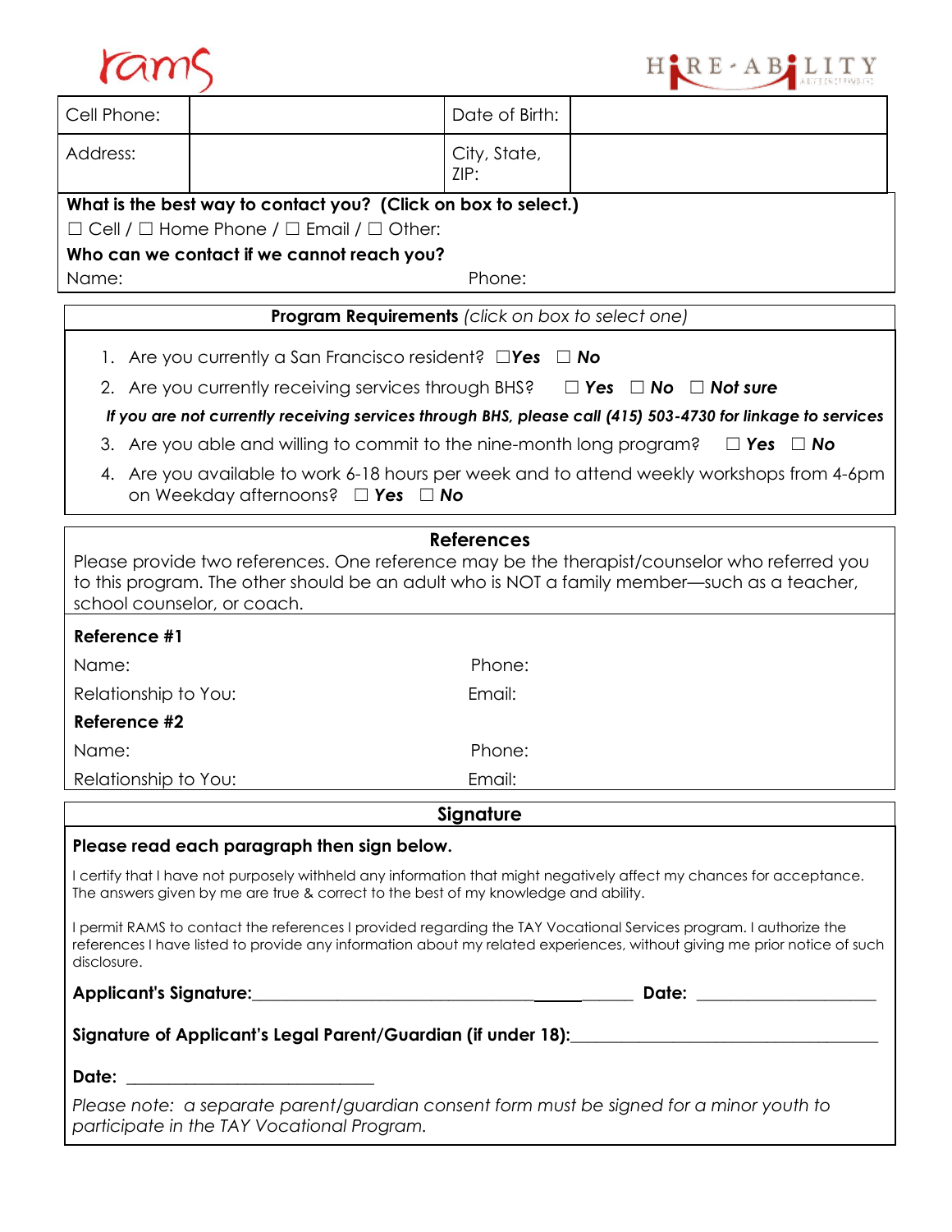rams

HIRE-ABILITY

| Cell Phone: | | Date of Birth: | |
| --- | --- | --- | --- |
| Address: | | City, State, ZIP: | |

**What is the best way to contact you? (Click on box to select.)**

☐ Cell / ☐ Home Phone / ☐ Email / ☐ Other:

**Who can we contact if we cannot reach you?**

Name: Phone:

**Program Requirements** *(click on box to select one)*

1. Are you currently a San Francisco resident? ☐***Yes*** ☐ ***No***
2. Are you currently receiving services through BHS? ☐ ***Yes*** ☐ ***No*** ☐ ***Not sure***

***If you are not currently receiving services through BHS, please call (415) 503-4730 for linkage to services***

3. Are you able and willing to commit to the nine-month long program? ☐ ***Yes*** ☐ ***No***
4. Are you available to work 6-18 hours per week and to attend weekly workshops from 4-6pm on Weekday afternoons? ☐ ***Yes*** ☐ ***No***

**References**

Please provide two references. One reference may be the therapist/counselor who referred you to this program. The other should be an adult who is NOT a family member—such as a teacher, school counselor, or coach.

**Reference #1**

Name: Phone:

Relationship to You: Email:

**Reference #2**

Name: Phone:

Relationship to You: Email:

**Signature**

**Please read each paragraph then sign below.**

I certify that I have not purposely withheld any information that might negatively affect my chances for acceptance. The answers given by me are true & correct to the best of my knowledge and ability.

I permit RAMS to contact the references I provided regarding the TAY Vocational Services program. I authorize the references I have listed to provide any information about my related experiences, without giving me prior notice of such disclosure.

**Applicant's Signature:**_________________________________________ **Date:** ____________________

**Signature of Applicant's Legal Parent/Guardian (if under 18):**___________________________________

**Date:** ____________________________

*Please note: a separate parent/guardian consent form must be signed for a minor youth to participate in the TAY Vocational Program.*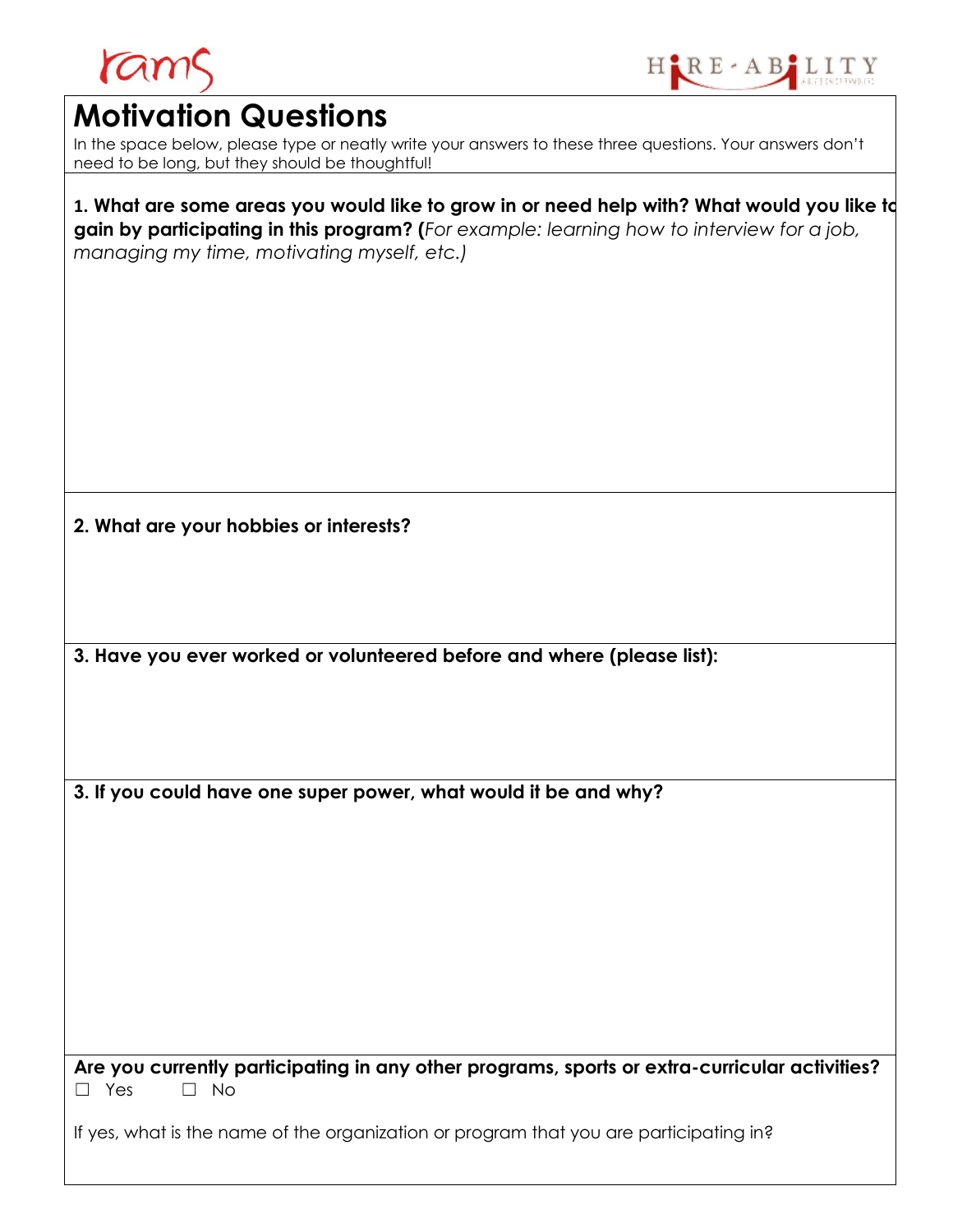# Motivation Questions

In the space below, please type or neatly write your answers to these three questions. Your answers don't need to be long, but they should be thoughtful!

**1. What are some areas you would like to grow in or need help with? What would you like to gain by participating in this program? (***For example: learning how to interview for a job, managing my time, motivating myself, etc.)*

**2. What are your hobbies or interests?**

**3. Have you ever worked or volunteered before and where (please list):**

**3. If you could have one super power, what would it be and why?**

**Are you currently participating in any other programs, sports or extra-curricular activities?**

☐ Yes ☐ No

If yes, what is the name of the organization or program that you are participating in?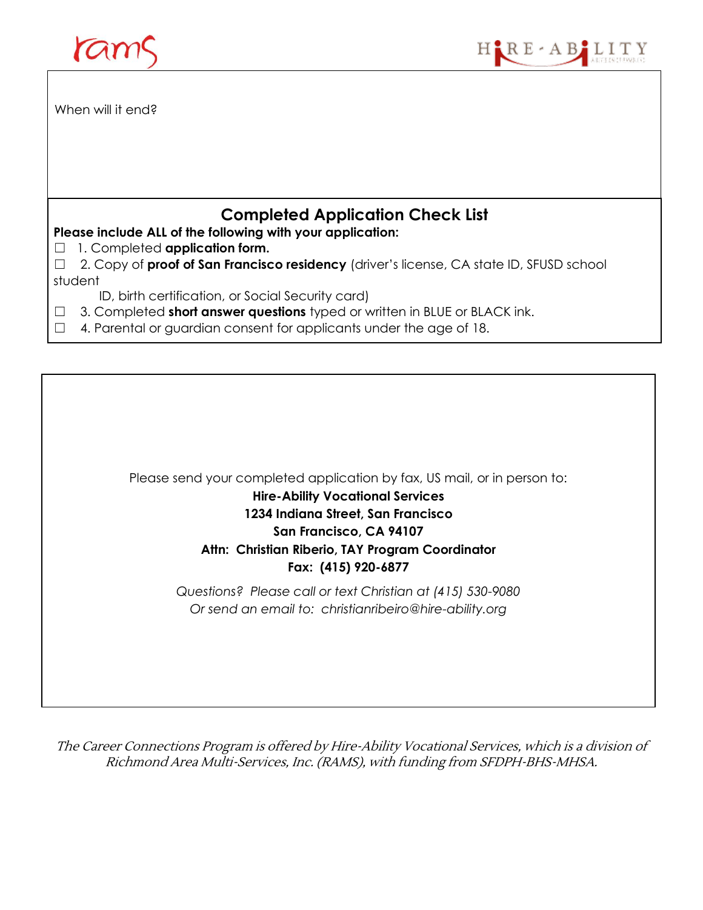When will it end?

## Completed Application Check List

**Please include ALL of the following with your application:**

☐ 1. Completed **application form.**

☐ 2. Copy of **proof of San Francisco residency** (driver's license, CA state ID, SFUSD school student ID, birth certification, or Social Security card)

☐ 3. Completed **short answer questions** typed or written in BLUE or BLACK ink.

☐ 4. Parental or guardian consent for applicants under the age of 18.

Please send your completed application by fax, US mail, or in person to:

**Hire-Ability Vocational Services**
**1234 Indiana Street, San Francisco**
**San Francisco, CA 94107**
**Attn: Christian Riberio, TAY Program Coordinator**
**Fax: (415) 920-6877**

*Questions? Please call or text Christian at (415) 530-9080*
*Or send an email to: christianribeiro@hire-ability.org*

*The Career Connections Program is offered by Hire-Ability Vocational Services, which is a division of Richmond Area Multi-Services, Inc. (RAMS), with funding from SFDPH-BHS-MHSA.*